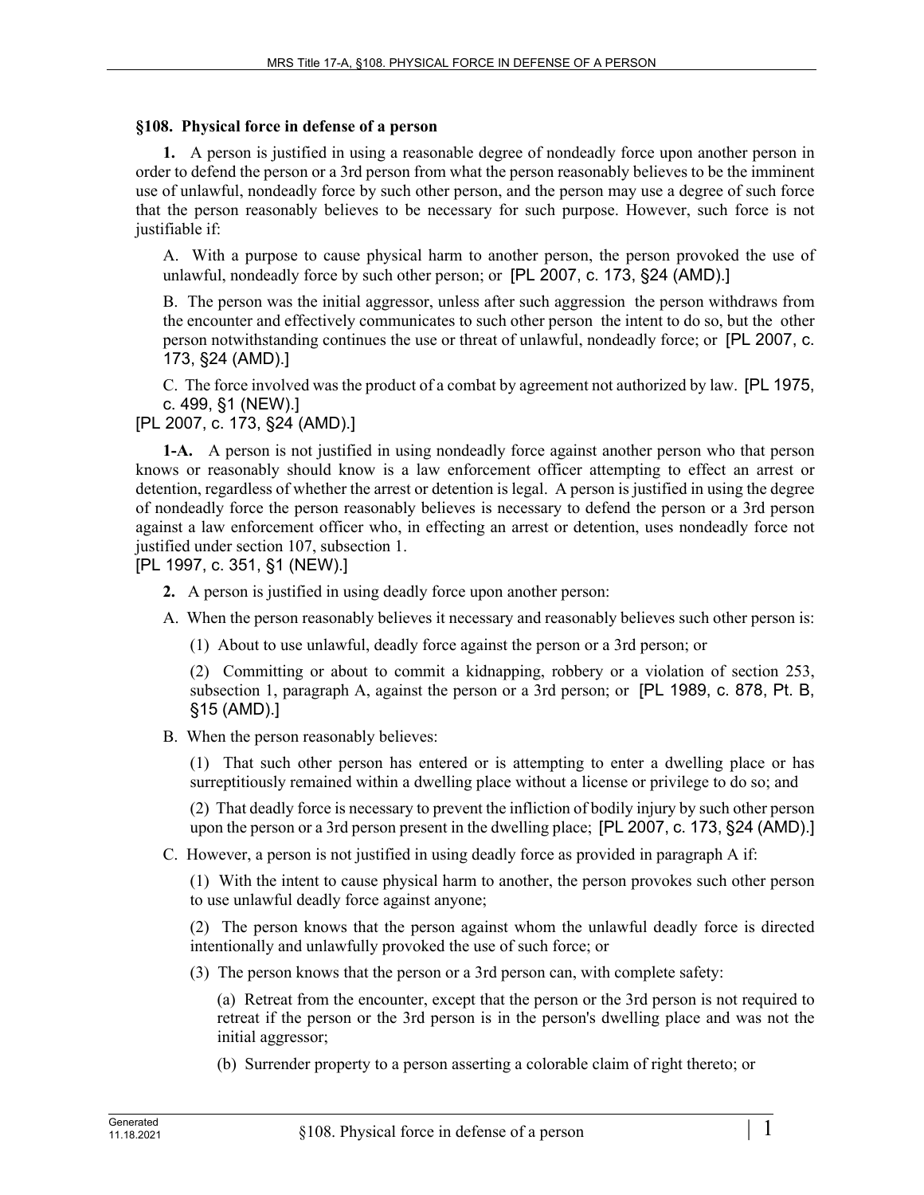### §108. Physical force in defense of a person

**1.** A person is justified in using a reasonable degree of nondeadly force upon another person in order to defend the person or a 3rd person from what the person reasonably believes to be the imminent use of unlawful, nondeadly force by such other person, and the person may use a degree of such force that the person reasonably believes to be necessary for such purpose. However, such force is not justifiable if:

A. With a purpose to cause physical harm to another person, the person provoked the use of unlawful, nondeadly force by such other person; or [PL 2007, c. 173, §24 (AMD).]

B. The person was the initial aggressor, unless after such aggression the person withdraws from the encounter and effectively communicates to such other person the intent to do so, but the other person notwithstanding continues the use or threat of unlawful, nondeadly force; or [PL 2007, c. 173, §24 (AMD).]

C. The force involved was the product of a combat by agreement not authorized by law. [PL 1975, c. 499, §1 (NEW).]

[PL 2007, c. 173, §24 (AMD).]

**1-A.** A person is not justified in using nondeadly force against another person who that person knows or reasonably should know is a law enforcement officer attempting to effect an arrest or detention, regardless of whether the arrest or detention is legal. A person is justified in using the degree of nondeadly force the person reasonably believes is necessary to defend the person or a 3rd person against a law enforcement officer who, in effecting an arrest or detention, uses nondeadly force not justified under section 107, subsection 1.

[PL 1997, c. 351, §1 (NEW).]

**2.** A person is justified in using deadly force upon another person:

A. When the person reasonably believes it necessary and reasonably believes such other person is:

(1) About to use unlawful, deadly force against the person or a 3rd person; or

(2) Committing or about to commit a kidnapping, robbery or a violation of section 253, subsection 1, paragraph A, against the person or a 3rd person; or [PL 1989, c. 878, Pt. B, §15 (AMD).]

B. When the person reasonably believes:

(1) That such other person has entered or is attempting to enter a dwelling place or has surreptitiously remained within a dwelling place without a license or privilege to do so; and

(2) That deadly force is necessary to prevent the infliction of bodily injury by such other person upon the person or a 3rd person present in the dwelling place; [PL 2007, c. 173, §24 (AMD).]

C. However, a person is not justified in using deadly force as provided in paragraph A if:

(1) With the intent to cause physical harm to another, the person provokes such other person to use unlawful deadly force against anyone;

(2) The person knows that the person against whom the unlawful deadly force is directed intentionally and unlawfully provoked the use of such force; or

(3) The person knows that the person or a 3rd person can, with complete safety:

(a) Retreat from the encounter, except that the person or the 3rd person is not required to retreat if the person or the 3rd person is in the person's dwelling place and was not the initial aggressor;

(b) Surrender property to a person asserting a colorable claim of right thereto; or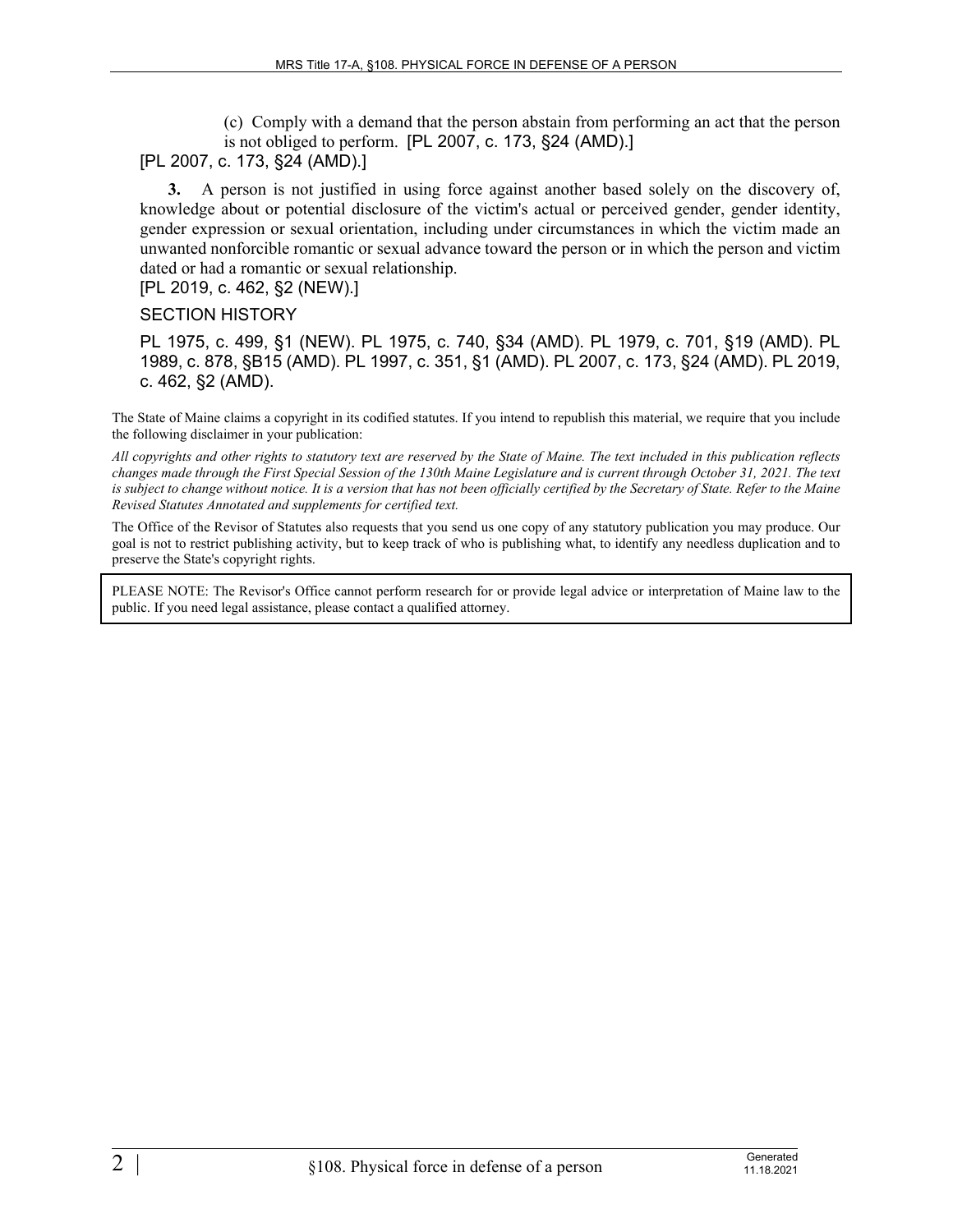(c) Comply with a demand that the person abstain from performing an act that the person is not obliged to perform. [PL 2007, c. 173, §24 (AMD).]

[PL 2007, c. 173, §24 (AMD).]

**3.** A person is not justified in using force against another based solely on the discovery of, knowledge about or potential disclosure of the victim's actual or perceived gender, gender identity, gender expression or sexual orientation, including under circumstances in which the victim made an unwanted nonforcible romantic or sexual advance toward the person or in which the person and victim dated or had a romantic or sexual relationship.

[PL 2019, c. 462, §2 (NEW).]

SECTION HISTORY

PL 1975, c. 499, §1 (NEW). PL 1975, c. 740, §34 (AMD). PL 1979, c. 701, §19 (AMD). PL 1989, c. 878, §B15 (AMD). PL 1997, c. 351, §1 (AMD). PL 2007, c. 173, §24 (AMD). PL 2019, c. 462, §2 (AMD).

The State of Maine claims a copyright in its codified statutes. If you intend to republish this material, we require that you include the following disclaimer in your publication:

*All copyrights and other rights to statutory text are reserved by the State of Maine. The text included in this publication reflects changes made through the First Special Session of the 130th Maine Legislature and is current through October 31, 2021. The text is subject to change without notice. It is a version that has not been officially certified by the Secretary of State. Refer to the Maine Revised Statutes Annotated and supplements for certified text.*

The Office of the Revisor of Statutes also requests that you send us one copy of any statutory publication you may produce. Our goal is not to restrict publishing activity, but to keep track of who is publishing what, to identify any needless duplication and to preserve the State's copyright rights.

PLEASE NOTE: The Revisor's Office cannot perform research for or provide legal advice or interpretation of Maine law to the public. If you need legal assistance, please contact a qualified attorney.